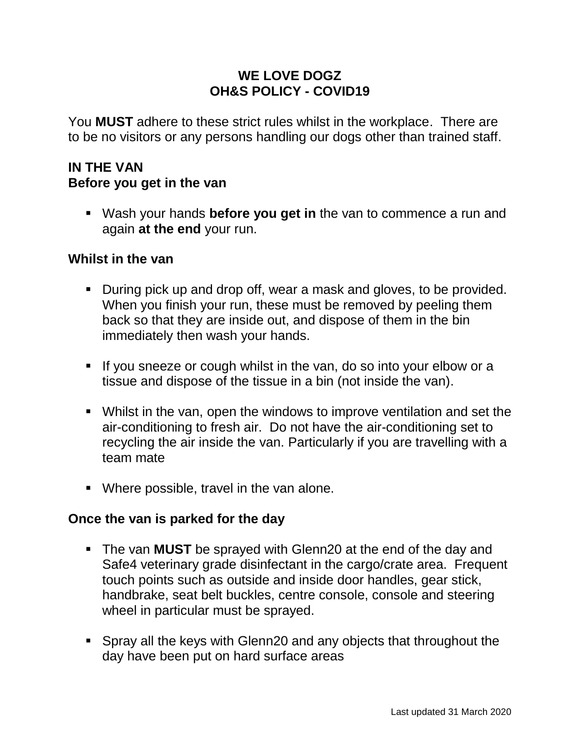# WE LOVE DOGZ
## OH&S POLICY - COVID19

You **MUST** adhere to these strict rules whilst in the workplace. There are to be no visitors or any persons handling our dogs other than trained staff.

### IN THE VAN
### Before you get in the van

- Wash your hands **before you get in** the van to commence a run and again **at the end** your run.

### Whilst in the van

- During pick up and drop off, wear a mask and gloves, to be provided. When you finish your run, these must be removed by peeling them back so that they are inside out, and dispose of them in the bin immediately then wash your hands.

- If you sneeze or cough whilst in the van, do so into your elbow or a tissue and dispose of the tissue in a bin (not inside the van).

- Whilst in the van, open the windows to improve ventilation and set the air-conditioning to fresh air. Do not have the air-conditioning set to recycling the air inside the van. Particularly if you are travelling with a team mate

- Where possible, travel in the van alone.

### Once the van is parked for the day

- The van **MUST** be sprayed with Glenn20 at the end of the day and Safe4 veterinary grade disinfectant in the cargo/crate area. Frequent touch points such as outside and inside door handles, gear stick, handbrake, seat belt buckles, centre console, console and steering wheel in particular must be sprayed.

- Spray all the keys with Glenn20 and any objects that throughout the day have been put on hard surface areas

Last updated 31 March 2020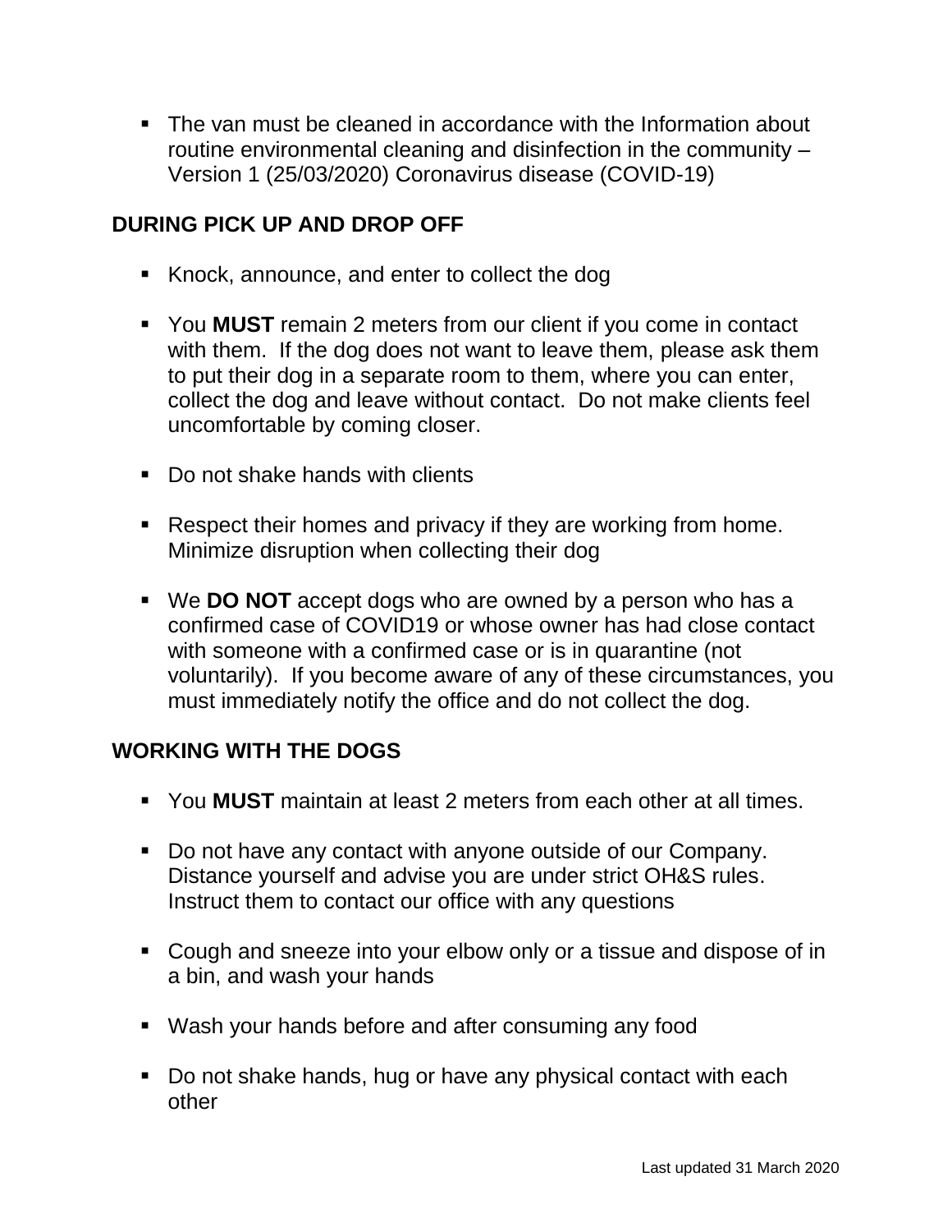- The van must be cleaned in accordance with the Information about routine environmental cleaning and disinfection in the community – Version 1 (25/03/2020) Coronavirus disease (COVID-19)

## DURING PICK UP AND DROP OFF

- Knock, announce, and enter to collect the dog
- You **MUST** remain 2 meters from our client if you come in contact with them. If the dog does not want to leave them, please ask them to put their dog in a separate room to them, where you can enter, collect the dog and leave without contact. Do not make clients feel uncomfortable by coming closer.
- Do not shake hands with clients
- Respect their homes and privacy if they are working from home. Minimize disruption when collecting their dog
- We **DO NOT** accept dogs who are owned by a person who has a confirmed case of COVID19 or whose owner has had close contact with someone with a confirmed case or is in quarantine (not voluntarily). If you become aware of any of these circumstances, you must immediately notify the office and do not collect the dog.

## WORKING WITH THE DOGS

- You **MUST** maintain at least 2 meters from each other at all times.
- Do not have any contact with anyone outside of our Company. Distance yourself and advise you are under strict OH&S rules. Instruct them to contact our office with any questions
- Cough and sneeze into your elbow only or a tissue and dispose of in a bin, and wash your hands
- Wash your hands before and after consuming any food
- Do not shake hands, hug or have any physical contact with each other

Last updated 31 March 2020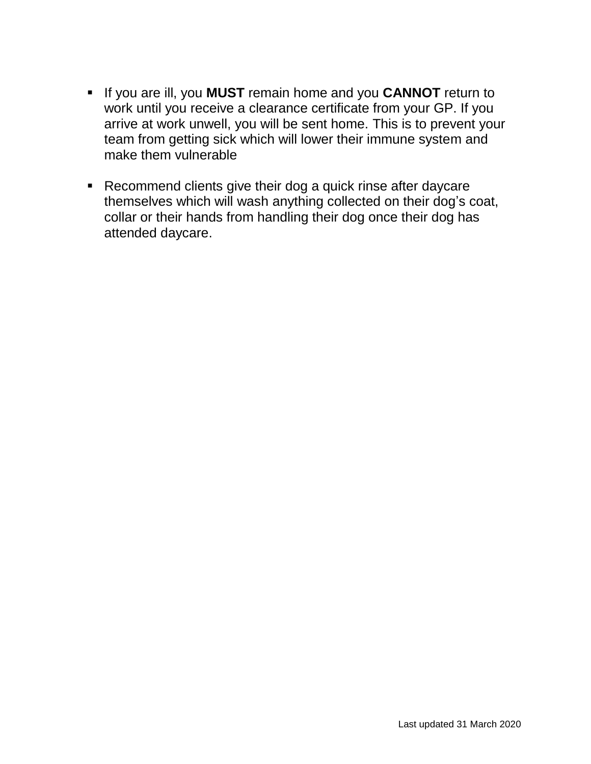- If you are ill, you **MUST** remain home and you **CANNOT** return to work until you receive a clearance certificate from your GP. If you arrive at work unwell, you will be sent home. This is to prevent your team from getting sick which will lower their immune system and make them vulnerable

- Recommend clients give their dog a quick rinse after daycare themselves which will wash anything collected on their dog's coat, collar or their hands from handling their dog once their dog has attended daycare.

Last updated 31 March 2020